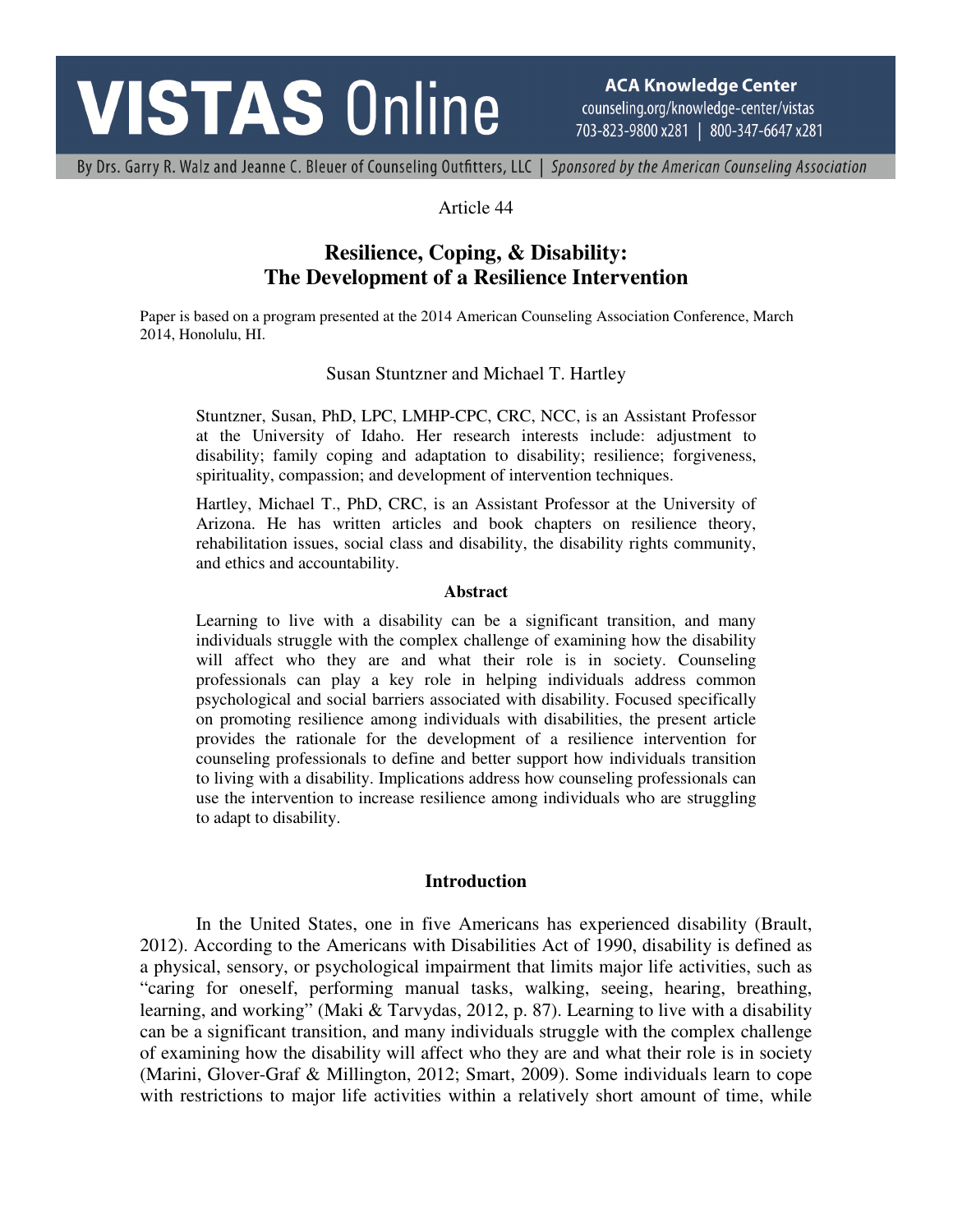Article 44

# Resilience, Coping, & Disability: The Development of a Resilience Intervention

Paper is based on a program presented at the 2014 American Counseling Association Conference, March 2014, Honolulu, HI.

Susan Stuntzner and Michael T. Hartley

Stuntzner, Susan, PhD, LPC, LMHP-CPC, CRC, NCC, is an Assistant Professor at the University of Idaho. Her research interests include: adjustment to disability; family coping and adaptation to disability; resilience; forgiveness, spirituality, compassion; and development of intervention techniques.

Hartley, Michael T., PhD, CRC, is an Assistant Professor at the University of Arizona. He has written articles and book chapters on resilience theory, rehabilitation issues, social class and disability, the disability rights community, and ethics and accountability.

### Abstract

Learning to live with a disability can be a significant transition, and many individuals struggle with the complex challenge of examining how the disability will affect who they are and what their role is in society. Counseling professionals can play a key role in helping individuals address common psychological and social barriers associated with disability. Focused specifically on promoting resilience among individuals with disabilities, the present article provides the rationale for the development of a resilience intervention for counseling professionals to define and better support how individuals transition to living with a disability. Implications address how counseling professionals can use the intervention to increase resilience among individuals who are struggling to adapt to disability.

## Introduction

In the United States, one in five Americans has experienced disability (Brault, 2012). According to the Americans with Disabilities Act of 1990, disability is defined as a physical, sensory, or psychological impairment that limits major life activities, such as "caring for oneself, performing manual tasks, walking, seeing, hearing, breathing, learning, and working" (Maki & Tarvydas, 2012, p. 87). Learning to live with a disability can be a significant transition, and many individuals struggle with the complex challenge of examining how the disability will affect who they are and what their role is in society (Marini, Glover-Graf & Millington, 2012; Smart, 2009). Some individuals learn to cope with restrictions to major life activities within a relatively short amount of time, while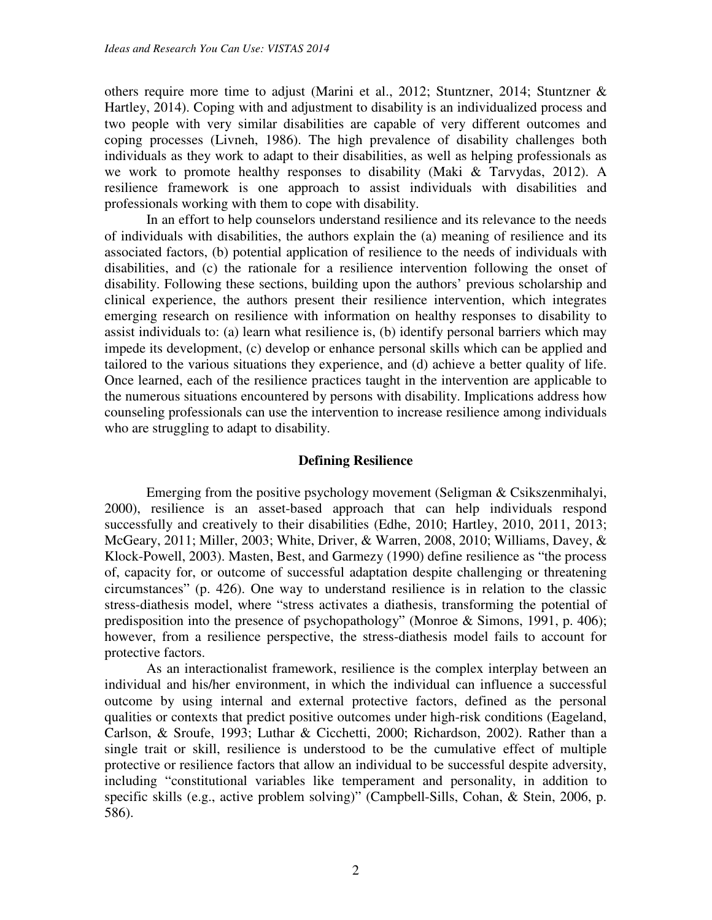others require more time to adjust (Marini et al., 2012; Stuntzner, 2014; Stuntzner & Hartley, 2014). Coping with and adjustment to disability is an individualized process and two people with very similar disabilities are capable of very different outcomes and coping processes (Livneh, 1986). The high prevalence of disability challenges both individuals as they work to adapt to their disabilities, as well as helping professionals as we work to promote healthy responses to disability (Maki & Tarvydas, 2012). A resilience framework is one approach to assist individuals with disabilities and professionals working with them to cope with disability.

In an effort to help counselors understand resilience and its relevance to the needs of individuals with disabilities, the authors explain the (a) meaning of resilience and its associated factors, (b) potential application of resilience to the needs of individuals with disabilities, and (c) the rationale for a resilience intervention following the onset of disability. Following these sections, building upon the authors' previous scholarship and clinical experience, the authors present their resilience intervention, which integrates emerging research on resilience with information on healthy responses to disability to assist individuals to: (a) learn what resilience is, (b) identify personal barriers which may impede its development, (c) develop or enhance personal skills which can be applied and tailored to the various situations they experience, and (d) achieve a better quality of life. Once learned, each of the resilience practices taught in the intervention are applicable to the numerous situations encountered by persons with disability. Implications address how counseling professionals can use the intervention to increase resilience among individuals who are struggling to adapt to disability.

## Defining Resilience

Emerging from the positive psychology movement (Seligman & Csikszenmihalyi, 2000), resilience is an asset-based approach that can help individuals respond successfully and creatively to their disabilities (Edhe, 2010; Hartley, 2010, 2011, 2013; McGeary, 2011; Miller, 2003; White, Driver, & Warren, 2008, 2010; Williams, Davey, & Klock-Powell, 2003). Masten, Best, and Garmezy (1990) define resilience as "the process of, capacity for, or outcome of successful adaptation despite challenging or threatening circumstances" (p. 426). One way to understand resilience is in relation to the classic stress-diathesis model, where "stress activates a diathesis, transforming the potential of predisposition into the presence of psychopathology" (Monroe & Simons, 1991, p. 406); however, from a resilience perspective, the stress-diathesis model fails to account for protective factors.

As an interactionalist framework, resilience is the complex interplay between an individual and his/her environment, in which the individual can influence a successful outcome by using internal and external protective factors, defined as the personal qualities or contexts that predict positive outcomes under high-risk conditions (Eageland, Carlson, & Sroufe, 1993; Luthar & Cicchetti, 2000; Richardson, 2002). Rather than a single trait or skill, resilience is understood to be the cumulative effect of multiple protective or resilience factors that allow an individual to be successful despite adversity, including "constitutional variables like temperament and personality, in addition to specific skills (e.g., active problem solving)" (Campbell-Sills, Cohan, & Stein, 2006, p. 586).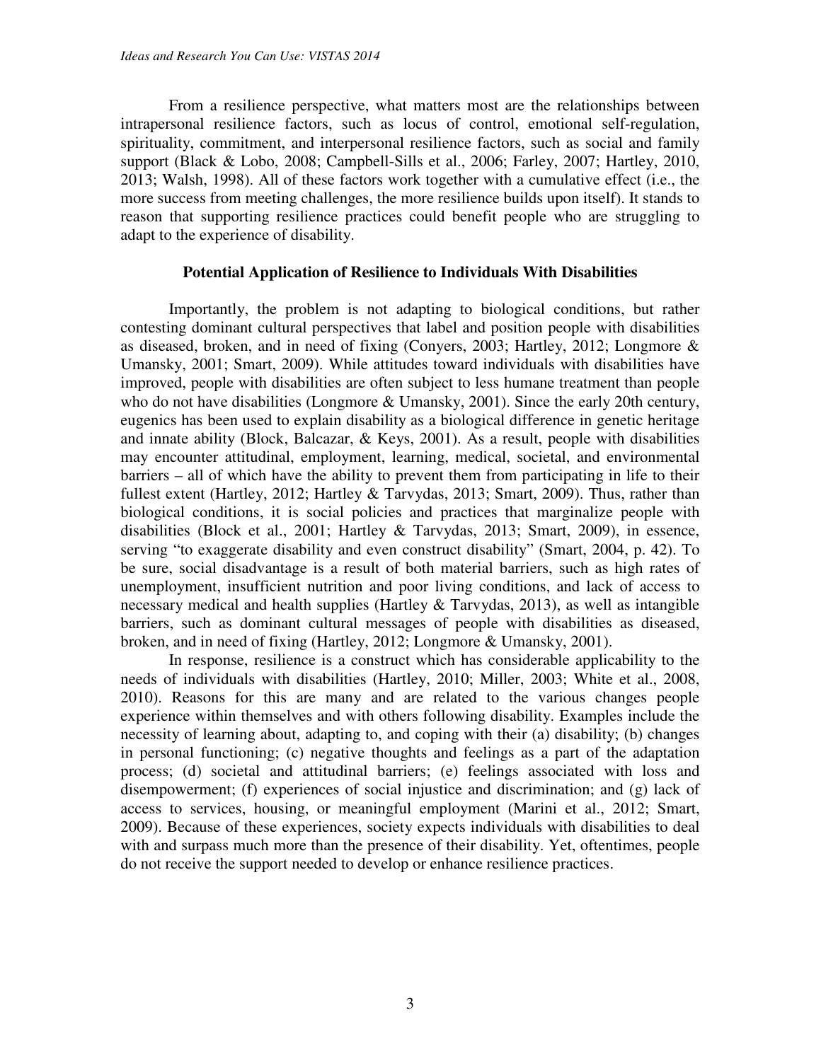From a resilience perspective, what matters most are the relationships between intrapersonal resilience factors, such as locus of control, emotional self-regulation, spirituality, commitment, and interpersonal resilience factors, such as social and family support (Black & Lobo, 2008; Campbell-Sills et al., 2006; Farley, 2007; Hartley, 2010, 2013; Walsh, 1998). All of these factors work together with a cumulative effect (i.e., the more success from meeting challenges, the more resilience builds upon itself). It stands to reason that supporting resilience practices could benefit people who are struggling to adapt to the experience of disability.

## Potential Application of Resilience to Individuals With Disabilities

Importantly, the problem is not adapting to biological conditions, but rather contesting dominant cultural perspectives that label and position people with disabilities as diseased, broken, and in need of fixing (Conyers, 2003; Hartley, 2012; Longmore & Umansky, 2001; Smart, 2009). While attitudes toward individuals with disabilities have improved, people with disabilities are often subject to less humane treatment than people who do not have disabilities (Longmore & Umansky, 2001). Since the early 20th century, eugenics has been used to explain disability as a biological difference in genetic heritage and innate ability (Block, Balcazar, & Keys, 2001). As a result, people with disabilities may encounter attitudinal, employment, learning, medical, societal, and environmental barriers – all of which have the ability to prevent them from participating in life to their fullest extent (Hartley, 2012; Hartley & Tarvydas, 2013; Smart, 2009). Thus, rather than biological conditions, it is social policies and practices that marginalize people with disabilities (Block et al., 2001; Hartley & Tarvydas, 2013; Smart, 2009), in essence, serving "to exaggerate disability and even construct disability" (Smart, 2004, p. 42). To be sure, social disadvantage is a result of both material barriers, such as high rates of unemployment, insufficient nutrition and poor living conditions, and lack of access to necessary medical and health supplies (Hartley & Tarvydas, 2013), as well as intangible barriers, such as dominant cultural messages of people with disabilities as diseased, broken, and in need of fixing (Hartley, 2012; Longmore & Umansky, 2001).

In response, resilience is a construct which has considerable applicability to the needs of individuals with disabilities (Hartley, 2010; Miller, 2003; White et al., 2008, 2010). Reasons for this are many and are related to the various changes people experience within themselves and with others following disability. Examples include the necessity of learning about, adapting to, and coping with their (a) disability; (b) changes in personal functioning; (c) negative thoughts and feelings as a part of the adaptation process; (d) societal and attitudinal barriers; (e) feelings associated with loss and disempowerment; (f) experiences of social injustice and discrimination; and (g) lack of access to services, housing, or meaningful employment (Marini et al., 2012; Smart, 2009). Because of these experiences, society expects individuals with disabilities to deal with and surpass much more than the presence of their disability. Yet, oftentimes, people do not receive the support needed to develop or enhance resilience practices.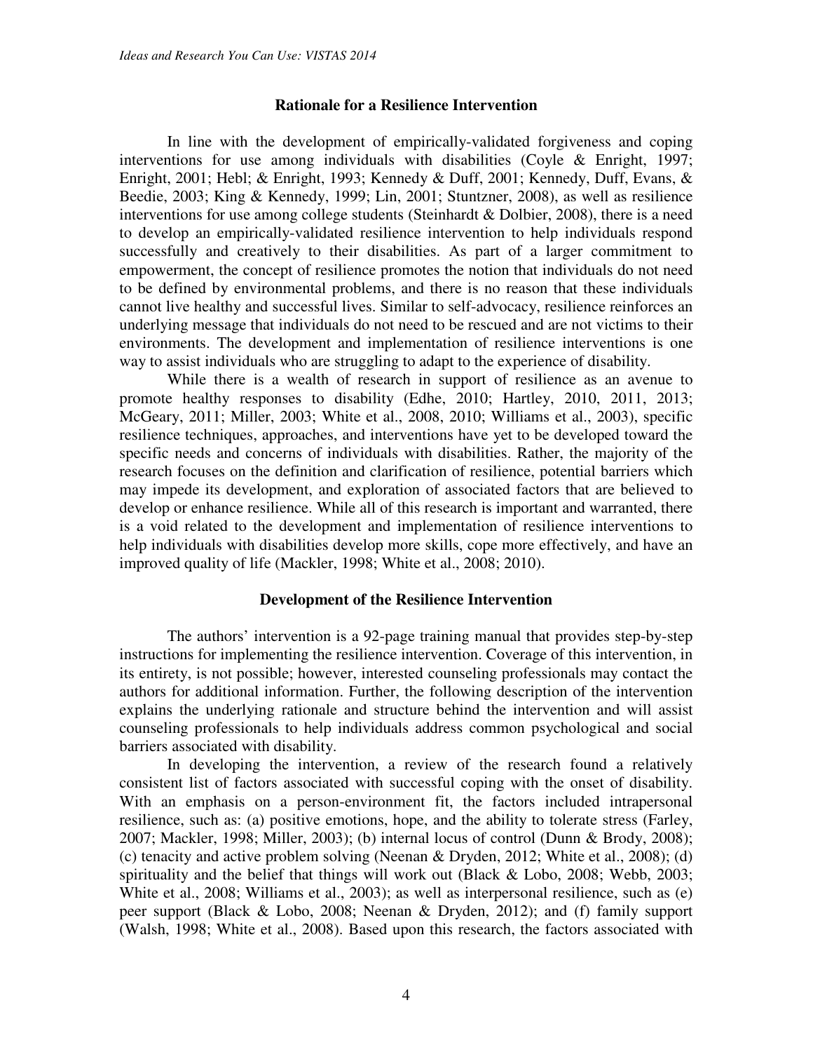## Rationale for a Resilience Intervention

In line with the development of empirically-validated forgiveness and coping interventions for use among individuals with disabilities (Coyle & Enright, 1997; Enright, 2001; Hebl; & Enright, 1993; Kennedy & Duff, 2001; Kennedy, Duff, Evans, & Beedie, 2003; King & Kennedy, 1999; Lin, 2001; Stuntzner, 2008), as well as resilience interventions for use among college students (Steinhardt & Dolbier, 2008), there is a need to develop an empirically-validated resilience intervention to help individuals respond successfully and creatively to their disabilities. As part of a larger commitment to empowerment, the concept of resilience promotes the notion that individuals do not need to be defined by environmental problems, and there is no reason that these individuals cannot live healthy and successful lives. Similar to self-advocacy, resilience reinforces an underlying message that individuals do not need to be rescued and are not victims to their environments. The development and implementation of resilience interventions is one way to assist individuals who are struggling to adapt to the experience of disability.

While there is a wealth of research in support of resilience as an avenue to promote healthy responses to disability (Edhe, 2010; Hartley, 2010, 2011, 2013; McGeary, 2011; Miller, 2003; White et al., 2008, 2010; Williams et al., 2003), specific resilience techniques, approaches, and interventions have yet to be developed toward the specific needs and concerns of individuals with disabilities. Rather, the majority of the research focuses on the definition and clarification of resilience, potential barriers which may impede its development, and exploration of associated factors that are believed to develop or enhance resilience. While all of this research is important and warranted, there is a void related to the development and implementation of resilience interventions to help individuals with disabilities develop more skills, cope more effectively, and have an improved quality of life (Mackler, 1998; White et al., 2008; 2010).

## Development of the Resilience Intervention

The authors' intervention is a 92-page training manual that provides step-by-step instructions for implementing the resilience intervention. Coverage of this intervention, in its entirety, is not possible; however, interested counseling professionals may contact the authors for additional information. Further, the following description of the intervention explains the underlying rationale and structure behind the intervention and will assist counseling professionals to help individuals address common psychological and social barriers associated with disability.

In developing the intervention, a review of the research found a relatively consistent list of factors associated with successful coping with the onset of disability. With an emphasis on a person-environment fit, the factors included intrapersonal resilience, such as: (a) positive emotions, hope, and the ability to tolerate stress (Farley, 2007; Mackler, 1998; Miller, 2003); (b) internal locus of control (Dunn & Brody, 2008); (c) tenacity and active problem solving (Neenan & Dryden, 2012; White et al., 2008); (d) spirituality and the belief that things will work out (Black & Lobo, 2008; Webb, 2003; White et al., 2008; Williams et al., 2003); as well as interpersonal resilience, such as (e) peer support (Black & Lobo, 2008; Neenan & Dryden, 2012); and (f) family support (Walsh, 1998; White et al., 2008). Based upon this research, the factors associated with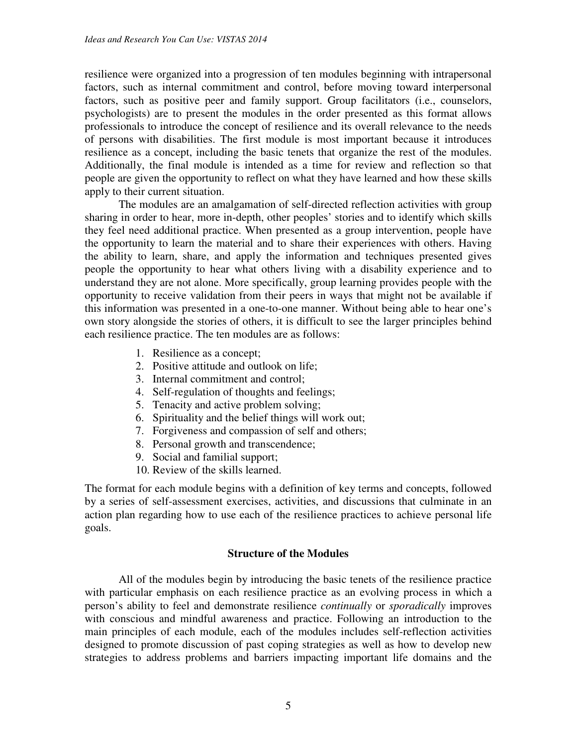resilience were organized into a progression of ten modules beginning with intrapersonal factors, such as internal commitment and control, before moving toward interpersonal factors, such as positive peer and family support. Group facilitators (i.e., counselors, psychologists) are to present the modules in the order presented as this format allows professionals to introduce the concept of resilience and its overall relevance to the needs of persons with disabilities. The first module is most important because it introduces resilience as a concept, including the basic tenets that organize the rest of the modules. Additionally, the final module is intended as a time for review and reflection so that people are given the opportunity to reflect on what they have learned and how these skills apply to their current situation.

The modules are an amalgamation of self-directed reflection activities with group sharing in order to hear, more in-depth, other peoples' stories and to identify which skills they feel need additional practice. When presented as a group intervention, people have the opportunity to learn the material and to share their experiences with others. Having the ability to learn, share, and apply the information and techniques presented gives people the opportunity to hear what others living with a disability experience and to understand they are not alone. More specifically, group learning provides people with the opportunity to receive validation from their peers in ways that might not be available if this information was presented in a one-to-one manner. Without being able to hear one's own story alongside the stories of others, it is difficult to see the larger principles behind each resilience practice. The ten modules are as follows:

1. Resilience as a concept;
2. Positive attitude and outlook on life;
3. Internal commitment and control;
4. Self-regulation of thoughts and feelings;
5. Tenacity and active problem solving;
6. Spirituality and the belief things will work out;
7. Forgiveness and compassion of self and others;
8. Personal growth and transcendence;
9. Social and familial support;
10. Review of the skills learned.

The format for each module begins with a definition of key terms and concepts, followed by a series of self-assessment exercises, activities, and discussions that culminate in an action plan regarding how to use each of the resilience practices to achieve personal life goals.

## Structure of the Modules

All of the modules begin by introducing the basic tenets of the resilience practice with particular emphasis on each resilience practice as an evolving process in which a person's ability to feel and demonstrate resilience *continually* or *sporadically* improves with conscious and mindful awareness and practice. Following an introduction to the main principles of each module, each of the modules includes self-reflection activities designed to promote discussion of past coping strategies as well as how to develop new strategies to address problems and barriers impacting important life domains and the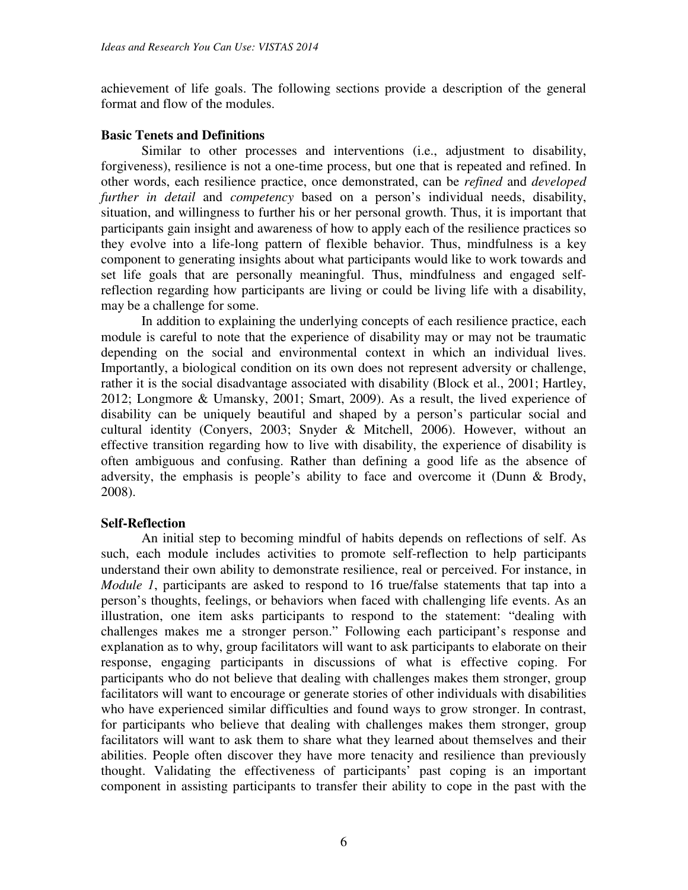achievement of life goals. The following sections provide a description of the general format and flow of the modules.

**Basic Tenets and Definitions**

Similar to other processes and interventions (i.e., adjustment to disability, forgiveness), resilience is not a one-time process, but one that is repeated and refined. In other words, each resilience practice, once demonstrated, can be *refined* and *developed further in detail* and *competency* based on a person's individual needs, disability, situation, and willingness to further his or her personal growth. Thus, it is important that participants gain insight and awareness of how to apply each of the resilience practices so they evolve into a life-long pattern of flexible behavior. Thus, mindfulness is a key component to generating insights about what participants would like to work towards and set life goals that are personally meaningful. Thus, mindfulness and engaged self-reflection regarding how participants are living or could be living life with a disability, may be a challenge for some.

In addition to explaining the underlying concepts of each resilience practice, each module is careful to note that the experience of disability may or may not be traumatic depending on the social and environmental context in which an individual lives. Importantly, a biological condition on its own does not represent adversity or challenge, rather it is the social disadvantage associated with disability (Block et al., 2001; Hartley, 2012; Longmore & Umansky, 2001; Smart, 2009). As a result, the lived experience of disability can be uniquely beautiful and shaped by a person's particular social and cultural identity (Conyers, 2003; Snyder & Mitchell, 2006). However, without an effective transition regarding how to live with disability, the experience of disability is often ambiguous and confusing. Rather than defining a good life as the absence of adversity, the emphasis is people's ability to face and overcome it (Dunn & Brody, 2008).

**Self-Reflection**

An initial step to becoming mindful of habits depends on reflections of self. As such, each module includes activities to promote self-reflection to help participants understand their own ability to demonstrate resilience, real or perceived. For instance, in *Module 1*, participants are asked to respond to 16 true/false statements that tap into a person's thoughts, feelings, or behaviors when faced with challenging life events. As an illustration, one item asks participants to respond to the statement: "dealing with challenges makes me a stronger person." Following each participant's response and explanation as to why, group facilitators will want to ask participants to elaborate on their response, engaging participants in discussions of what is effective coping. For participants who do not believe that dealing with challenges makes them stronger, group facilitators will want to encourage or generate stories of other individuals with disabilities who have experienced similar difficulties and found ways to grow stronger. In contrast, for participants who believe that dealing with challenges makes them stronger, group facilitators will want to ask them to share what they learned about themselves and their abilities. People often discover they have more tenacity and resilience than previously thought. Validating the effectiveness of participants' past coping is an important component in assisting participants to transfer their ability to cope in the past with the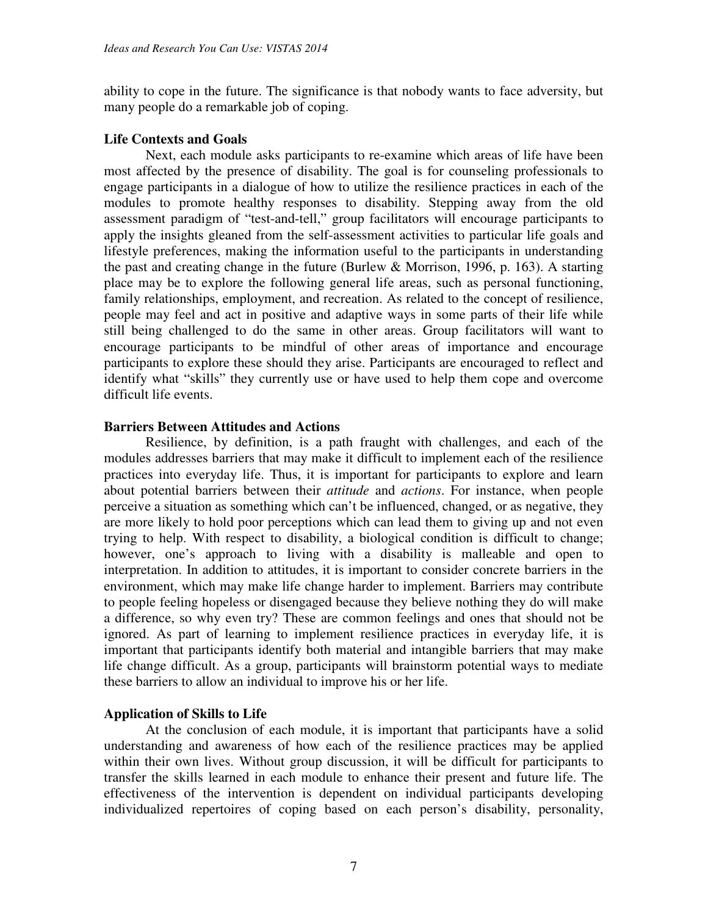ability to cope in the future. The significance is that nobody wants to face adversity, but many people do a remarkable job of coping.

### Life Contexts and Goals

Next, each module asks participants to re-examine which areas of life have been most affected by the presence of disability. The goal is for counseling professionals to engage participants in a dialogue of how to utilize the resilience practices in each of the modules to promote healthy responses to disability. Stepping away from the old assessment paradigm of "test-and-tell," group facilitators will encourage participants to apply the insights gleaned from the self-assessment activities to particular life goals and lifestyle preferences, making the information useful to the participants in understanding the past and creating change in the future (Burlew & Morrison, 1996, p. 163). A starting place may be to explore the following general life areas, such as personal functioning, family relationships, employment, and recreation. As related to the concept of resilience, people may feel and act in positive and adaptive ways in some parts of their life while still being challenged to do the same in other areas. Group facilitators will want to encourage participants to be mindful of other areas of importance and encourage participants to explore these should they arise. Participants are encouraged to reflect and identify what "skills" they currently use or have used to help them cope and overcome difficult life events.

### Barriers Between Attitudes and Actions

Resilience, by definition, is a path fraught with challenges, and each of the modules addresses barriers that may make it difficult to implement each of the resilience practices into everyday life. Thus, it is important for participants to explore and learn about potential barriers between their *attitude* and *actions*. For instance, when people perceive a situation as something which can't be influenced, changed, or as negative, they are more likely to hold poor perceptions which can lead them to giving up and not even trying to help. With respect to disability, a biological condition is difficult to change; however, one's approach to living with a disability is malleable and open to interpretation. In addition to attitudes, it is important to consider concrete barriers in the environment, which may make life change harder to implement. Barriers may contribute to people feeling hopeless or disengaged because they believe nothing they do will make a difference, so why even try? These are common feelings and ones that should not be ignored. As part of learning to implement resilience practices in everyday life, it is important that participants identify both material and intangible barriers that may make life change difficult. As a group, participants will brainstorm potential ways to mediate these barriers to allow an individual to improve his or her life.

### Application of Skills to Life

At the conclusion of each module, it is important that participants have a solid understanding and awareness of how each of the resilience practices may be applied within their own lives. Without group discussion, it will be difficult for participants to transfer the skills learned in each module to enhance their present and future life. The effectiveness of the intervention is dependent on individual participants developing individualized repertoires of coping based on each person's disability, personality,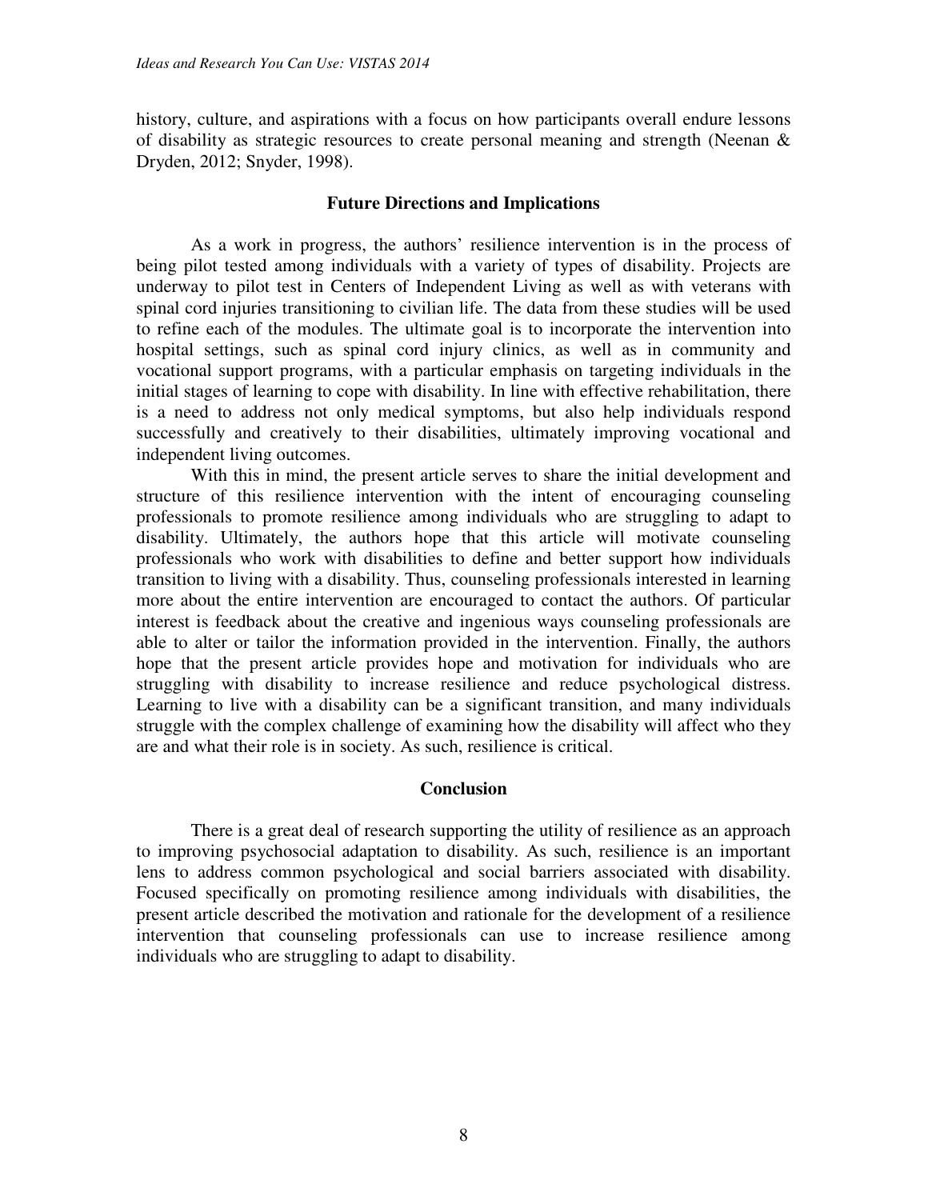history, culture, and aspirations with a focus on how participants overall endure lessons of disability as strategic resources to create personal meaning and strength (Neenan & Dryden, 2012; Snyder, 1998).

## Future Directions and Implications

As a work in progress, the authors' resilience intervention is in the process of being pilot tested among individuals with a variety of types of disability. Projects are underway to pilot test in Centers of Independent Living as well as with veterans with spinal cord injuries transitioning to civilian life. The data from these studies will be used to refine each of the modules. The ultimate goal is to incorporate the intervention into hospital settings, such as spinal cord injury clinics, as well as in community and vocational support programs, with a particular emphasis on targeting individuals in the initial stages of learning to cope with disability. In line with effective rehabilitation, there is a need to address not only medical symptoms, but also help individuals respond successfully and creatively to their disabilities, ultimately improving vocational and independent living outcomes.

With this in mind, the present article serves to share the initial development and structure of this resilience intervention with the intent of encouraging counseling professionals to promote resilience among individuals who are struggling to adapt to disability. Ultimately, the authors hope that this article will motivate counseling professionals who work with disabilities to define and better support how individuals transition to living with a disability. Thus, counseling professionals interested in learning more about the entire intervention are encouraged to contact the authors. Of particular interest is feedback about the creative and ingenious ways counseling professionals are able to alter or tailor the information provided in the intervention. Finally, the authors hope that the present article provides hope and motivation for individuals who are struggling with disability to increase resilience and reduce psychological distress. Learning to live with a disability can be a significant transition, and many individuals struggle with the complex challenge of examining how the disability will affect who they are and what their role is in society. As such, resilience is critical.

## Conclusion

There is a great deal of research supporting the utility of resilience as an approach to improving psychosocial adaptation to disability. As such, resilience is an important lens to address common psychological and social barriers associated with disability. Focused specifically on promoting resilience among individuals with disabilities, the present article described the motivation and rationale for the development of a resilience intervention that counseling professionals can use to increase resilience among individuals who are struggling to adapt to disability.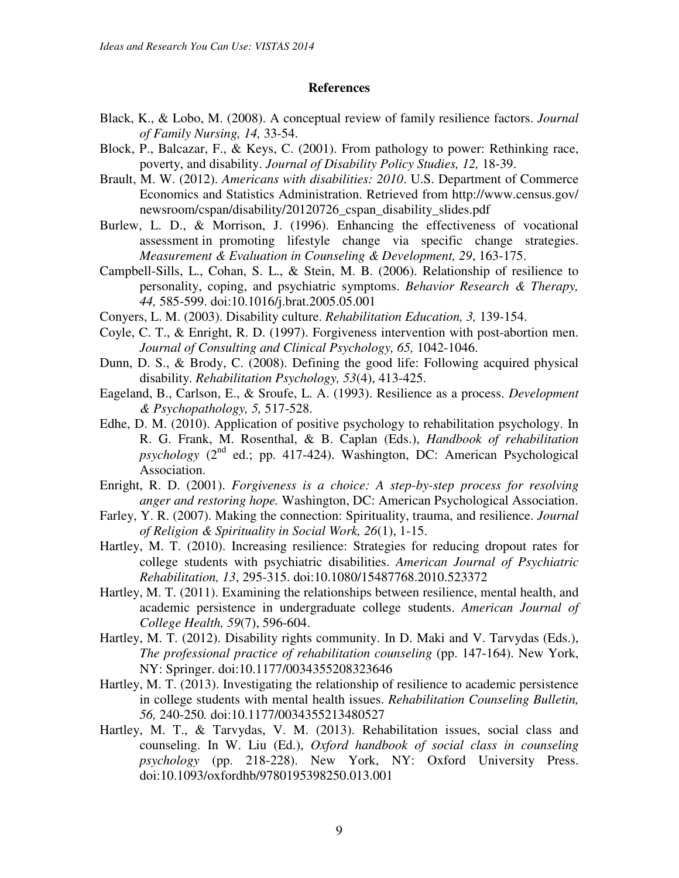## References

Black, K., & Lobo, M. (2008). A conceptual review of family resilience factors. *Journal of Family Nursing, 14,* 33-54.

Block, P., Balcazar, F., & Keys, C. (2001). From pathology to power: Rethinking race, poverty, and disability. *Journal of Disability Policy Studies, 12,* 18-39.

Brault, M. W. (2012). *Americans with disabilities: 2010*. U.S. Department of Commerce Economics and Statistics Administration. Retrieved from http://www.census.gov/newsroom/cspan/disability/20120726_cspan_disability_slides.pdf

Burlew, L. D., & Morrison, J. (1996). Enhancing the effectiveness of vocational assessment in promoting lifestyle change via specific change strategies. *Measurement & Evaluation in Counseling & Development, 29*, 163-175.

Campbell-Sills, L., Cohan, S. L., & Stein, M. B. (2006). Relationship of resilience to personality, coping, and psychiatric symptoms. *Behavior Research & Therapy, 44,* 585-599. doi:10.1016/j.brat.2005.05.001

Conyers, L. M. (2003). Disability culture. *Rehabilitation Education, 3,* 139-154.

Coyle, C. T., & Enright, R. D. (1997). Forgiveness intervention with post-abortion men. *Journal of Consulting and Clinical Psychology, 65,* 1042-1046.

Dunn, D. S., & Brody, C. (2008). Defining the good life: Following acquired physical disability. *Rehabilitation Psychology, 53*(4), 413-425.

Eageland, B., Carlson, E., & Sroufe, L. A. (1993). Resilience as a process. *Development & Psychopathology, 5,* 517-528.

Edhe, D. M. (2010). Application of positive psychology to rehabilitation psychology. In R. G. Frank, M. Rosenthal, & B. Caplan (Eds.), *Handbook of rehabilitation psychology* (2nd ed.; pp. 417-424). Washington, DC: American Psychological Association.

Enright, R. D. (2001). *Forgiveness is a choice: A step-by-step process for resolving anger and restoring hope.* Washington, DC: American Psychological Association.

Farley, Y. R. (2007). Making the connection: Spirituality, trauma, and resilience. *Journal of Religion & Spirituality in Social Work, 26*(1), 1-15.

Hartley, M. T. (2010). Increasing resilience: Strategies for reducing dropout rates for college students with psychiatric disabilities. *American Journal of Psychiatric Rehabilitation, 13*, 295-315. doi:10.1080/15487768.2010.523372

Hartley, M. T. (2011). Examining the relationships between resilience, mental health, and academic persistence in undergraduate college students. *American Journal of College Health, 59*(7), 596-604.

Hartley, M. T. (2012). Disability rights community. In D. Maki and V. Tarvydas (Eds.), *The professional practice of rehabilitation counseling* (pp. 147-164). New York, NY: Springer. doi:10.1177/0034355208323646

Hartley, M. T. (2013). Investigating the relationship of resilience to academic persistence in college students with mental health issues. *Rehabilitation Counseling Bulletin, 56,* 240-250*.* doi:10.1177/0034355213480527

Hartley, M. T., & Tarvydas, V. M. (2013). Rehabilitation issues, social class and counseling. In W. Liu (Ed.), *Oxford handbook of social class in counseling psychology* (pp. 218-228). New York, NY: Oxford University Press. doi:10.1093/oxfordhb/9780195398250.013.001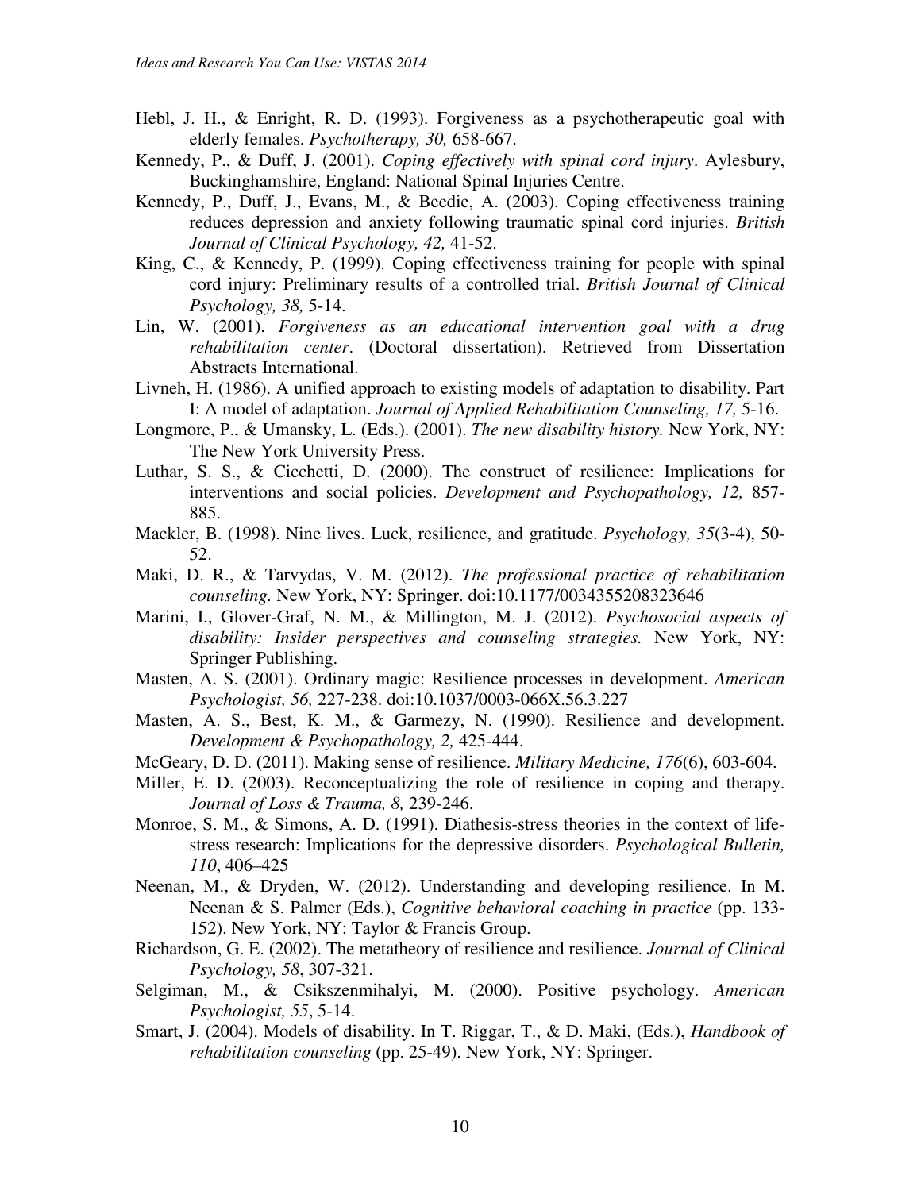Hebl, J. H., & Enright, R. D. (1993). Forgiveness as a psychotherapeutic goal with elderly females. *Psychotherapy, 30,* 658-667.

Kennedy, P., & Duff, J. (2001). *Coping effectively with spinal cord injury*. Aylesbury, Buckinghamshire, England: National Spinal Injuries Centre.

Kennedy, P., Duff, J., Evans, M., & Beedie, A. (2003). Coping effectiveness training reduces depression and anxiety following traumatic spinal cord injuries. *British Journal of Clinical Psychology, 42,* 41-52.

King, C., & Kennedy, P. (1999). Coping effectiveness training for people with spinal cord injury: Preliminary results of a controlled trial. *British Journal of Clinical Psychology, 38,* 5-14.

Lin, W. (2001). *Forgiveness as an educational intervention goal with a drug rehabilitation center*. (Doctoral dissertation). Retrieved from Dissertation Abstracts International.

Livneh, H. (1986). A unified approach to existing models of adaptation to disability. Part I: A model of adaptation. *Journal of Applied Rehabilitation Counseling, 17,* 5-16.

Longmore, P., & Umansky, L. (Eds.). (2001). *The new disability history.* New York, NY: The New York University Press.

Luthar, S. S., & Cicchetti, D. (2000). The construct of resilience: Implications for interventions and social policies. *Development and Psychopathology, 12,* 857-885.

Mackler, B. (1998). Nine lives. Luck, resilience, and gratitude. *Psychology, 35*(3-4), 50-52.

Maki, D. R., & Tarvydas, V. M. (2012). *The professional practice of rehabilitation counseling.* New York, NY: Springer. doi:10.1177/0034355208323646

Marini, I., Glover-Graf, N. M., & Millington, M. J. (2012). *Psychosocial aspects of disability: Insider perspectives and counseling strategies.* New York, NY: Springer Publishing.

Masten, A. S. (2001). Ordinary magic: Resilience processes in development. *American Psychologist, 56,* 227-238. doi:10.1037/0003-066X.56.3.227

Masten, A. S., Best, K. M., & Garmezy, N. (1990). Resilience and development. *Development & Psychopathology, 2,* 425-444.

McGeary, D. D. (2011). Making sense of resilience. *Military Medicine, 176*(6), 603-604.

Miller, E. D. (2003). Reconceptualizing the role of resilience in coping and therapy. *Journal of Loss & Trauma, 8,* 239-246.

Monroe, S. M., & Simons, A. D. (1991). Diathesis-stress theories in the context of life-stress research: Implications for the depressive disorders. *Psychological Bulletin, 110*, 406–425

Neenan, M., & Dryden, W. (2012). Understanding and developing resilience. In M. Neenan & S. Palmer (Eds.), *Cognitive behavioral coaching in practice* (pp. 133-152). New York, NY: Taylor & Francis Group.

Richardson, G. E. (2002). The metatheory of resilience and resilience. *Journal of Clinical Psychology, 58*, 307-321.

Selgiman, M., & Csikszenmihalyi, M. (2000). Positive psychology. *American Psychologist, 55*, 5-14.

Smart, J. (2004). Models of disability. In T. Riggar, T., & D. Maki, (Eds.), *Handbook of rehabilitation counseling* (pp. 25-49). New York, NY: Springer.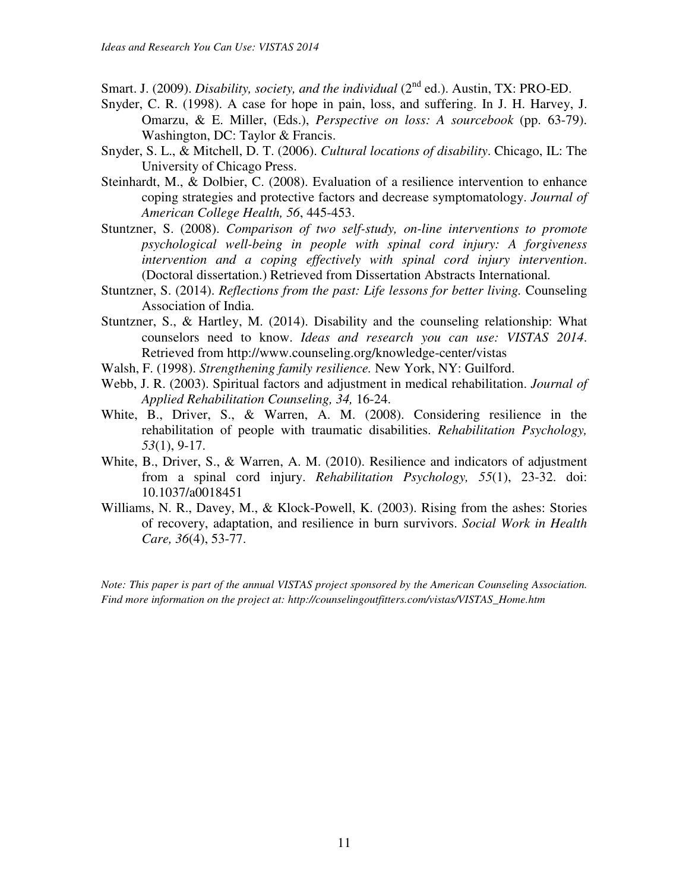Smart. J. (2009). *Disability, society, and the individual* (2nd ed.). Austin, TX: PRO-ED.

Snyder, C. R. (1998). A case for hope in pain, loss, and suffering. In J. H. Harvey, J. Omarzu, & E. Miller, (Eds.), *Perspective on loss: A sourcebook* (pp. 63-79). Washington, DC: Taylor & Francis.

Snyder, S. L., & Mitchell, D. T. (2006). *Cultural locations of disability*. Chicago, IL: The University of Chicago Press.

Steinhardt, M., & Dolbier, C. (2008). Evaluation of a resilience intervention to enhance coping strategies and protective factors and decrease symptomatology. *Journal of American College Health, 56*, 445-453.

Stuntzner, S. (2008). *Comparison of two self-study, on-line interventions to promote psychological well-being in people with spinal cord injury: A forgiveness intervention and a coping effectively with spinal cord injury intervention*. (Doctoral dissertation.) Retrieved from Dissertation Abstracts International.

Stuntzner, S. (2014). *Reflections from the past: Life lessons for better living.* Counseling Association of India.

Stuntzner, S., & Hartley, M. (2014). Disability and the counseling relationship: What counselors need to know. *Ideas and research you can use: VISTAS 2014*. Retrieved from http://www.counseling.org/knowledge-center/vistas

Walsh, F. (1998). *Strengthening family resilience.* New York, NY: Guilford.

Webb, J. R. (2003). Spiritual factors and adjustment in medical rehabilitation. *Journal of Applied Rehabilitation Counseling, 34,* 16-24.

White, B., Driver, S., & Warren, A. M. (2008). Considering resilience in the rehabilitation of people with traumatic disabilities. *Rehabilitation Psychology, 53*(1), 9-17.

White, B., Driver, S., & Warren, A. M. (2010). Resilience and indicators of adjustment from a spinal cord injury. *Rehabilitation Psychology, 55*(1), 23-32. doi: 10.1037/a0018451

Williams, N. R., Davey, M., & Klock-Powell, K. (2003). Rising from the ashes: Stories of recovery, adaptation, and resilience in burn survivors. *Social Work in Health Care, 36*(4), 53-77.

*Note: This paper is part of the annual VISTAS project sponsored by the American Counseling Association. Find more information on the project at: http://counselingoutfitters.com/vistas/VISTAS_Home.htm*